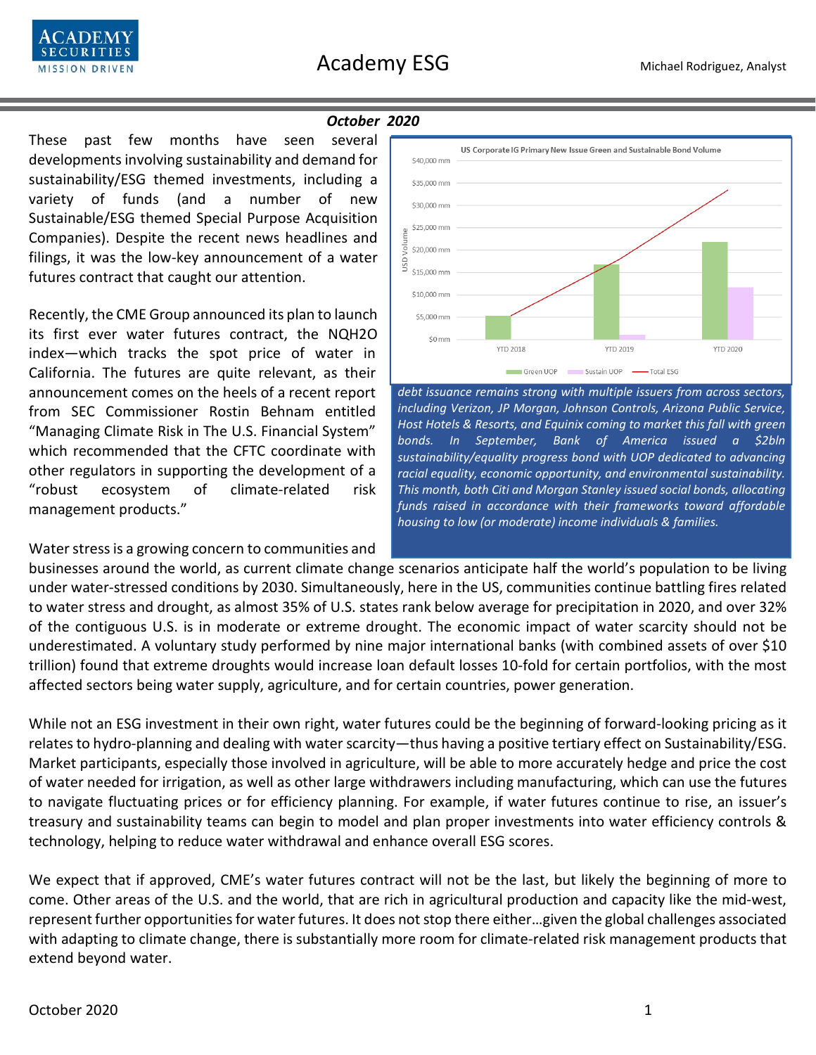Academy ESG

Michael Rodriguez, Analyst

*October 2020*

These past few months have seen several developments involving sustainability and demand for sustainability/ESG themed investments, including a variety of funds (and a number of new Sustainable/ESG themed Special Purpose Acquisition Companies). Despite the recent news headlines and filings, it was the low-key announcement of a water futures contract that caught our attention.

Recently, the CME Group announced its plan to launch its first ever water futures contract, the NQH2O index—which tracks the spot price of water in California. The futures are quite relevant, as their announcement comes on the heels of a recent report from SEC Commissioner Rostin Behnam entitled "Managing Climate Risk in The U.S. Financial System" which recommended that the CFTC coordinate with other regulators in supporting the development of a "robust ecosystem of climate-related risk management products."

US Corporate IG Primary New Issue Green and Sustainable Bond Volume

*debt issuance remains strong with multiple issuers from across sectors, including Verizon, JP Morgan, Johnson Controls, Arizona Public Service, Host Hotels & Resorts, and Equinix coming to market this fall with green bonds. In September, Bank of America issued a $2bln sustainability/equality progress bond with UOP dedicated to advancing racial equality, economic opportunity, and environmental sustainability. This month, both Citi and Morgan Stanley issued social bonds, allocating funds raised in accordance with their frameworks toward affordable housing to low (or moderate) income individuals & families.*

Water stress is a growing concern to communities and businesses around the world, as current climate change scenarios anticipate half the world's population to be living under water-stressed conditions by 2030. Simultaneously, here in the US, communities continue battling fires related to water stress and drought, as almost 35% of U.S. states rank below average for precipitation in 2020, and over 32% of the contiguous U.S. is in moderate or extreme drought. The economic impact of water scarcity should not be underestimated. A voluntary study performed by nine major international banks (with combined assets of over $10 trillion) found that extreme droughts would increase loan default losses 10-fold for certain portfolios, with the most affected sectors being water supply, agriculture, and for certain countries, power generation.

While not an ESG investment in their own right, water futures could be the beginning of forward-looking pricing as it relates to hydro-planning and dealing with water scarcity—thus having a positive tertiary effect on Sustainability/ESG. Market participants, especially those involved in agriculture, will be able to more accurately hedge and price the cost of water needed for irrigation, as well as other large withdrawers including manufacturing, which can use the futures to navigate fluctuating prices or for efficiency planning. For example, if water futures continue to rise, an issuer's treasury and sustainability teams can begin to model and plan proper investments into water efficiency controls & technology, helping to reduce water withdrawal and enhance overall ESG scores.

We expect that if approved, CME's water futures contract will not be the last, but likely the beginning of more to come. Other areas of the U.S. and the world, that are rich in agricultural production and capacity like the mid-west, represent further opportunities for water futures. It does not stop there either…given the global challenges associated with adapting to climate change, there is substantially more room for climate-related risk management products that extend beyond water.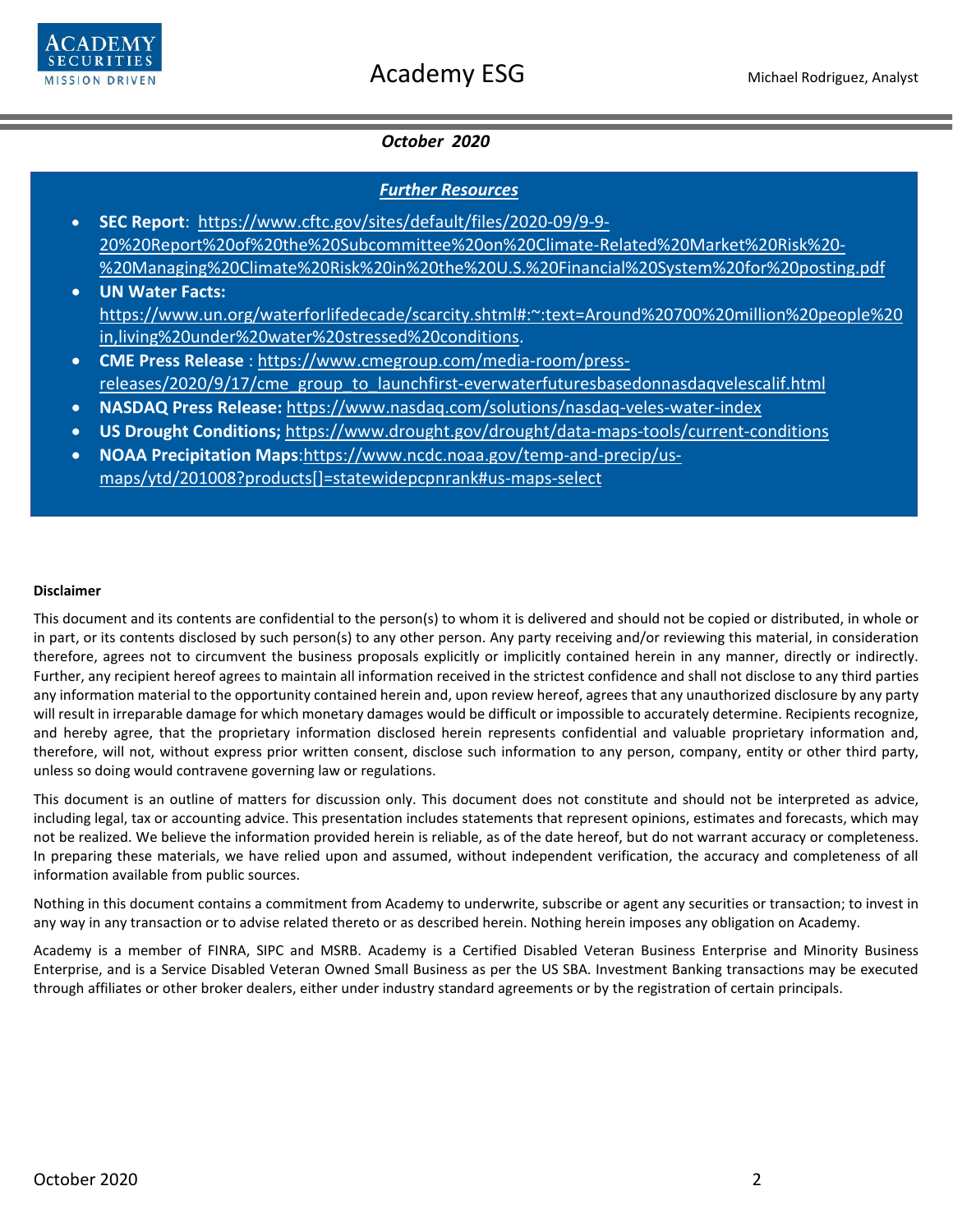*October 2020*

### *Further Resources*

- **SEC Report**: https://www.cftc.gov/sites/default/files/2020-09/9-9-20%20Report%20of%20the%20Subcommittee%20on%20Climate-Related%20Market%20Risk%20-%20Managing%20Climate%20Risk%20in%20the%20U.S.%20Financial%20System%20for%20posting.pdf
- **UN Water Facts:** https://www.un.org/waterforlifedecade/scarcity.shtml#:~:text=Around%20700%20million%20people%20in,living%20under%20water%20stressed%20conditions.
- **CME Press Release** : https://www.cmegroup.com/media-room/press-releases/2020/9/17/cme_group_to_launchfirst-everwaterfuturesbasedonnasdaqvelescalif.html
- **NASDAQ Press Release:** https://www.nasdaq.com/solutions/nasdaq-veles-water-index
- **US Drought Conditions;** https://www.drought.gov/drought/data-maps-tools/current-conditions
- **NOAA Precipitation Maps**:https://www.ncdc.noaa.gov/temp-and-precip/us-maps/ytd/201008?products[]=statewidepcpnrank#us-maps-select

**Disclaimer**

This document and its contents are confidential to the person(s) to whom it is delivered and should not be copied or distributed, in whole or in part, or its contents disclosed by such person(s) to any other person. Any party receiving and/or reviewing this material, in consideration therefore, agrees not to circumvent the business proposals explicitly or implicitly contained herein in any manner, directly or indirectly. Further, any recipient hereof agrees to maintain all information received in the strictest confidence and shall not disclose to any third parties any information material to the opportunity contained herein and, upon review hereof, agrees that any unauthorized disclosure by any party will result in irreparable damage for which monetary damages would be difficult or impossible to accurately determine. Recipients recognize, and hereby agree, that the proprietary information disclosed herein represents confidential and valuable proprietary information and, therefore, will not, without express prior written consent, disclose such information to any person, company, entity or other third party, unless so doing would contravene governing law or regulations.

This document is an outline of matters for discussion only. This document does not constitute and should not be interpreted as advice, including legal, tax or accounting advice. This presentation includes statements that represent opinions, estimates and forecasts, which may not be realized. We believe the information provided herein is reliable, as of the date hereof, but do not warrant accuracy or completeness. In preparing these materials, we have relied upon and assumed, without independent verification, the accuracy and completeness of all information available from public sources.

Nothing in this document contains a commitment from Academy to underwrite, subscribe or agent any securities or transaction; to invest in any way in any transaction or to advise related thereto or as described herein. Nothing herein imposes any obligation on Academy.

Academy is a member of FINRA, SIPC and MSRB. Academy is a Certified Disabled Veteran Business Enterprise and Minority Business Enterprise, and is a Service Disabled Veteran Owned Small Business as per the US SBA. Investment Banking transactions may be executed through affiliates or other broker dealers, either under industry standard agreements or by the registration of certain principals.